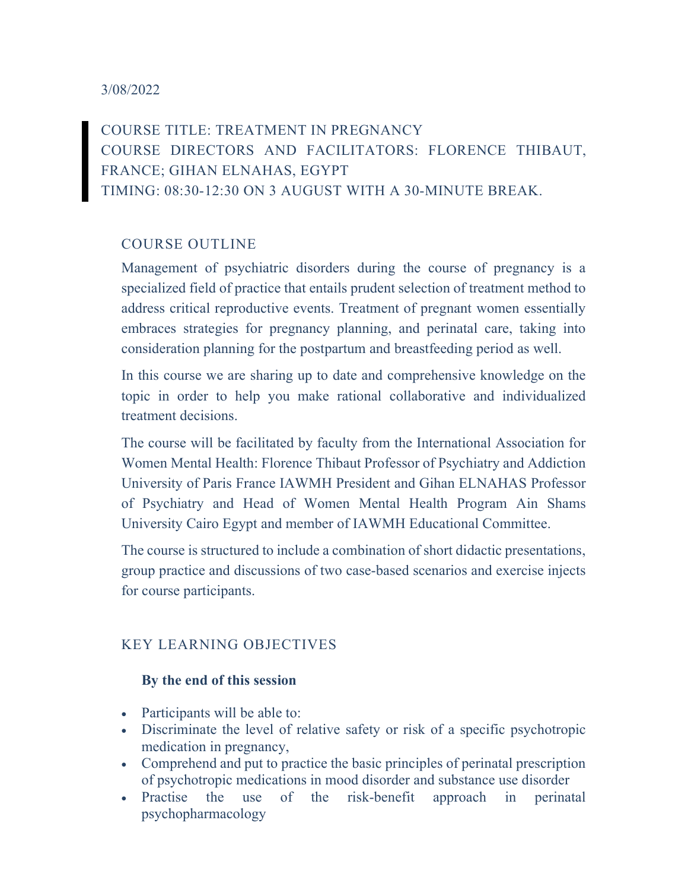3/08/2022

COURSE TITLE: TREATMENT IN PREGNANCY
COURSE DIRECTORS AND FACILITATORS: FLORENCE THIBAUT, FRANCE; GIHAN ELNAHAS, EGYPT
TIMING: 08:30-12:30 ON 3 AUGUST WITH A 30-MINUTE BREAK.

## COURSE OUTLINE

Management of psychiatric disorders during the course of pregnancy is a specialized field of practice that entails prudent selection of treatment method to address critical reproductive events. Treatment of pregnant women essentially embraces strategies for pregnancy planning, and perinatal care, taking into consideration planning for the postpartum and breastfeeding period as well.

In this course we are sharing up to date and comprehensive knowledge on the topic in order to help you make rational collaborative and individualized treatment decisions.

The course will be facilitated by faculty from the International Association for Women Mental Health: Florence Thibaut Professor of Psychiatry and Addiction University of Paris France IAWMH President and Gihan ELNAHAS Professor of Psychiatry and Head of Women Mental Health Program Ain Shams University Cairo Egypt and member of IAWMH Educational Committee.

The course is structured to include a combination of short didactic presentations, group practice and discussions of two case-based scenarios and exercise injects for course participants.

## KEY LEARNING OBJECTIVES

**By the end of this session**

- Participants will be able to:
- Discriminate the level of relative safety or risk of a specific psychotropic medication in pregnancy,
- Comprehend and put to practice the basic principles of perinatal prescription of psychotropic medications in mood disorder and substance use disorder
- Practise the use of the risk-benefit approach in perinatal psychopharmacology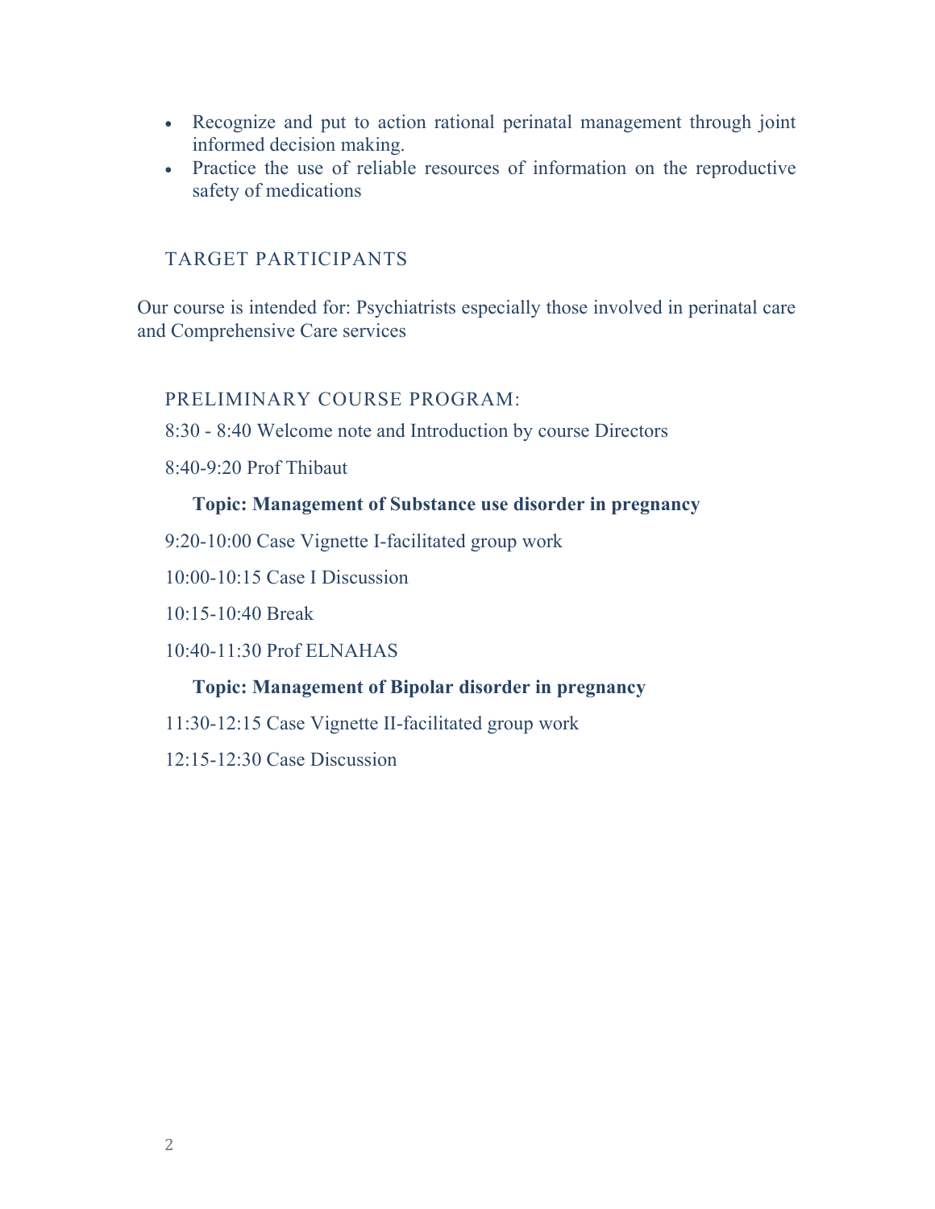- Recognize and put to action rational perinatal management through joint informed decision making.
- Practice the use of reliable resources of information on the reproductive safety of medications

## TARGET PARTICIPANTS

Our course is intended for: Psychiatrists especially those involved in perinatal care and Comprehensive Care services

## PRELIMINARY COURSE PROGRAM:

8:30 - 8:40 Welcome note and Introduction by course Directors

8:40-9:20 Prof Thibaut

**Topic: Management of Substance use disorder in pregnancy**

9:20-10:00 Case Vignette I-facilitated group work

10:00-10:15 Case I Discussion

10:15-10:40 Break

10:40-11:30 Prof ELNAHAS

**Topic: Management of Bipolar disorder in pregnancy**

11:30-12:15 Case Vignette II-facilitated group work

12:15-12:30 Case Discussion